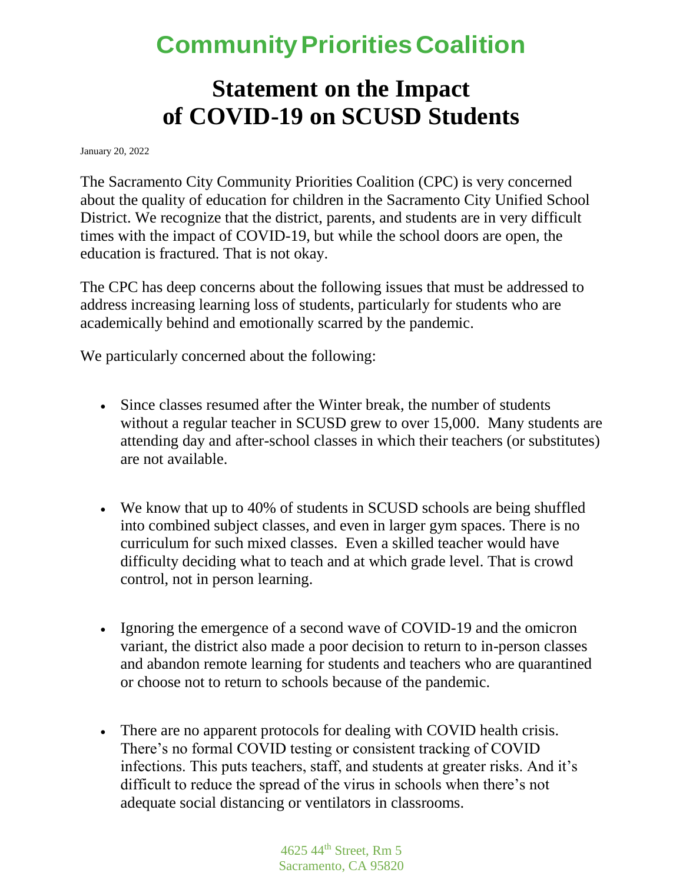# Community Priorities Coalition

## Statement on the Impact of COVID-19 on SCUSD Students

January 20, 2022

The Sacramento City Community Priorities Coalition (CPC) is very concerned about the quality of education for children in the Sacramento City Unified School District. We recognize that the district, parents, and students are in very difficult times with the impact of COVID-19, but while the school doors are open, the education is fractured. That is not okay.

The CPC has deep concerns about the following issues that must be addressed to address increasing learning loss of students, particularly for students who are academically behind and emotionally scarred by the pandemic.

We particularly concerned about the following:

- Since classes resumed after the Winter break, the number of students without a regular teacher in SCUSD grew to over 15,000. Many students are attending day and after-school classes in which their teachers (or substitutes) are not available.

- We know that up to 40% of students in SCUSD schools are being shuffled into combined subject classes, and even in larger gym spaces. There is no curriculum for such mixed classes. Even a skilled teacher would have difficulty deciding what to teach and at which grade level. That is crowd control, not in person learning.

- Ignoring the emergence of a second wave of COVID-19 and the omicron variant, the district also made a poor decision to return to in-person classes and abandon remote learning for students and teachers who are quarantined or choose not to return to schools because of the pandemic.

- There are no apparent protocols for dealing with COVID health crisis. There's no formal COVID testing or consistent tracking of COVID infections. This puts teachers, staff, and students at greater risks. And it's difficult to reduce the spread of the virus in schools when there's not adequate social distancing or ventilators in classrooms.

4625 44th Street, Rm 5
Sacramento, CA 95820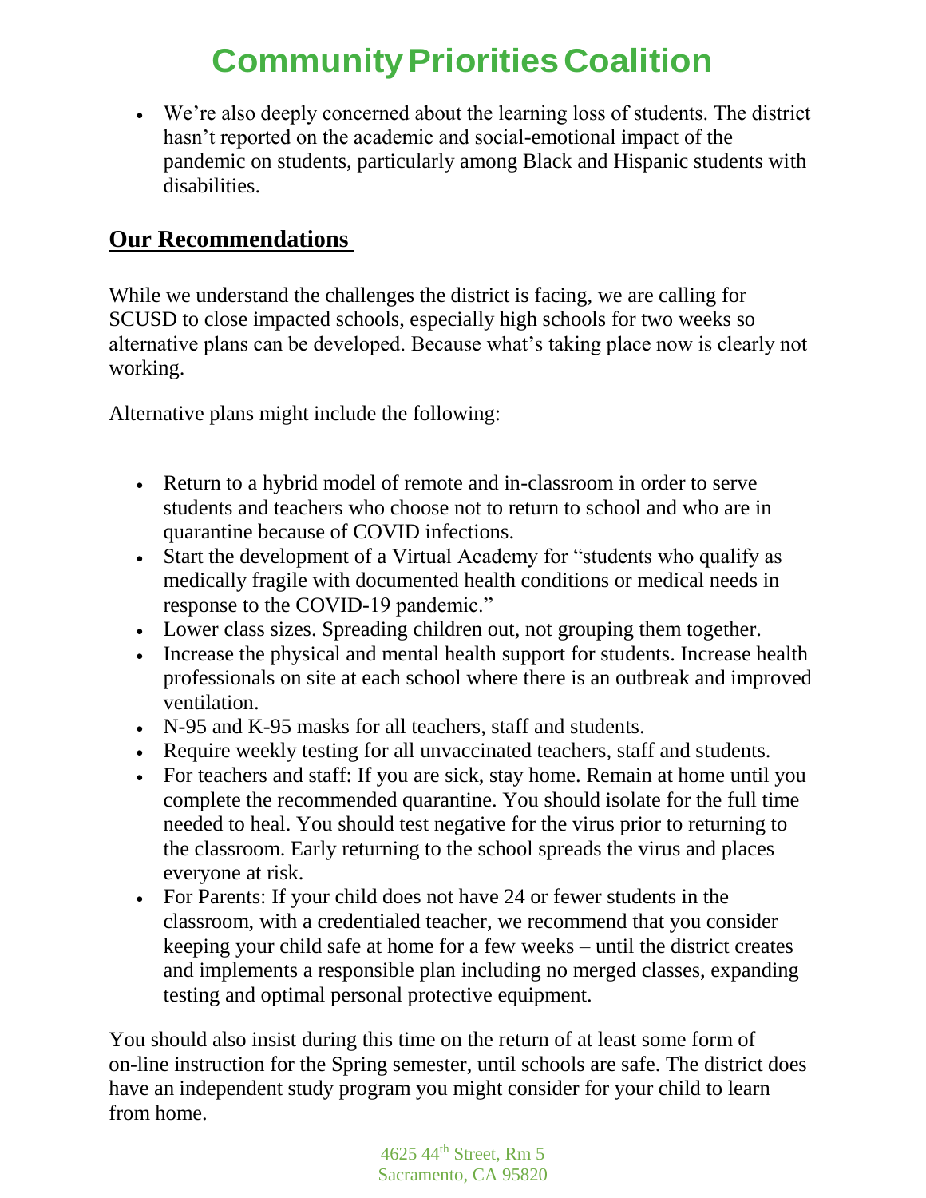- We're also deeply concerned about the learning loss of students. The district hasn't reported on the academic and social-emotional impact of the pandemic on students, particularly among Black and Hispanic students with disabilities.

## Our Recommendations

While we understand the challenges the district is facing, we are calling for SCUSD to close impacted schools, especially high schools for two weeks so alternative plans can be developed. Because what's taking place now is clearly not working.

Alternative plans might include the following:

- Return to a hybrid model of remote and in-classroom in order to serve students and teachers who choose not to return to school and who are in quarantine because of COVID infections.
- Start the development of a Virtual Academy for "students who qualify as medically fragile with documented health conditions or medical needs in response to the COVID-19 pandemic."
- Lower class sizes. Spreading children out, not grouping them together.
- Increase the physical and mental health support for students. Increase health professionals on site at each school where there is an outbreak and improved ventilation.
- N-95 and K-95 masks for all teachers, staff and students.
- Require weekly testing for all unvaccinated teachers, staff and students.
- For teachers and staff: If you are sick, stay home. Remain at home until you complete the recommended quarantine. You should isolate for the full time needed to heal. You should test negative for the virus prior to returning to the classroom. Early returning to the school spreads the virus and places everyone at risk.
- For Parents: If your child does not have 24 or fewer students in the classroom, with a credentialed teacher, we recommend that you consider keeping your child safe at home for a few weeks – until the district creates and implements a responsible plan including no merged classes, expanding testing and optimal personal protective equipment.

You should also insist during this time on the return of at least some form of on-line instruction for the Spring semester, until schools are safe. The district does have an independent study program you might consider for your child to learn from home.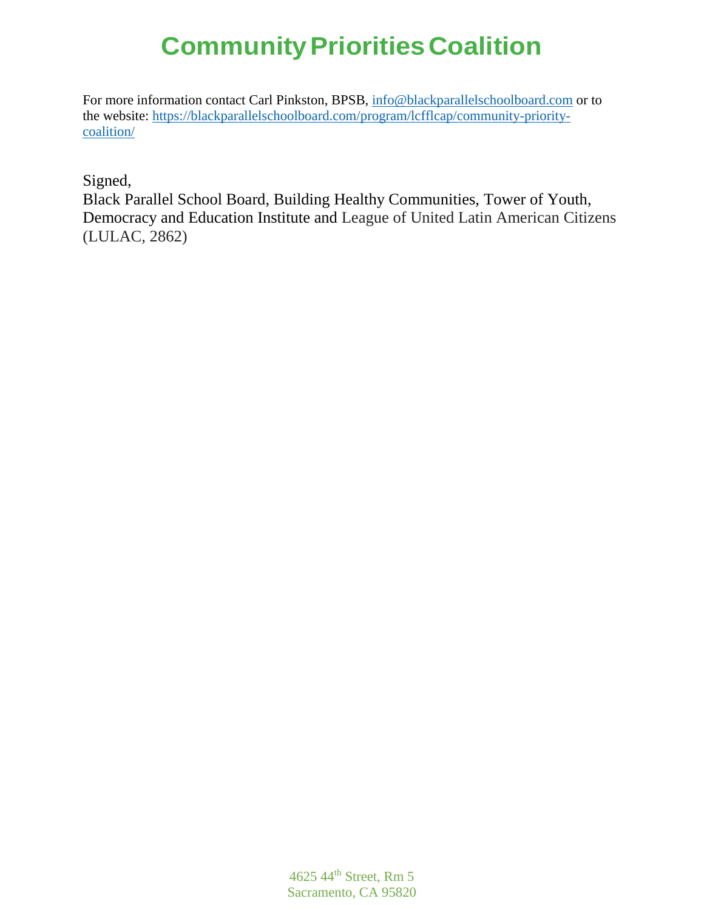# Community Priorities Coalition

For more information contact Carl Pinkston, BPSB, info@blackparallelschoolboard.com or to the website: https://blackparallelschoolboard.com/program/lcfflcap/community-priority-coalition/

Signed,
Black Parallel School Board, Building Healthy Communities, Tower of Youth, Democracy and Education Institute and League of United Latin American Citizens (LULAC, 2862)

4625 44th Street, Rm 5
Sacramento, CA 95820